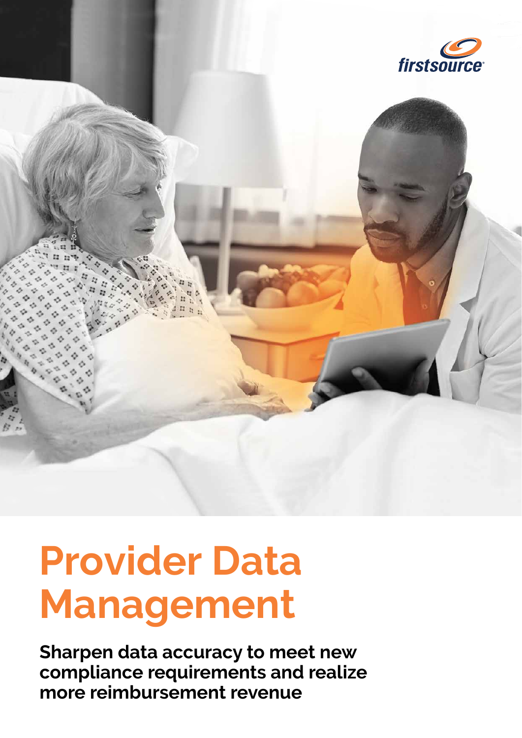firstsource

# Provider Data Management

**Sharpen data accuracy to meet new compliance requirements and realize more reimbursement revenue**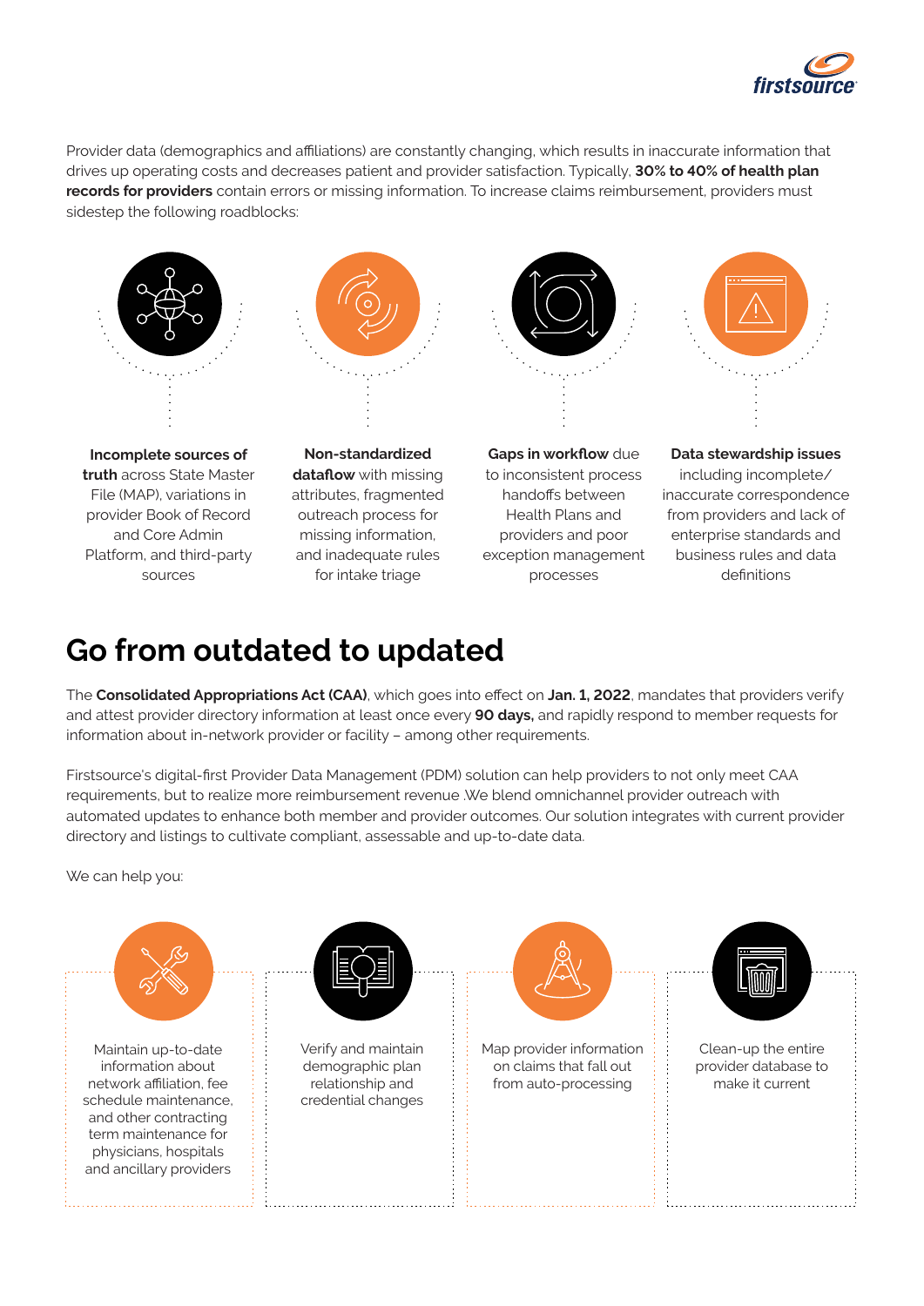Provider data (demographics and affiliations) are constantly changing, which results in inaccurate information that drives up operating costs and decreases patient and provider satisfaction. Typically, **30% to 40% of health plan records for providers** contain errors or missing information. To increase claims reimbursement, providers must sidestep the following roadblocks:

- **Incomplete sources of truth** across State Master File (MAP), variations in provider Book of Record and Core Admin Platform, and third-party sources
- **Non-standardized dataflow** with missing attributes, fragmented outreach process for missing information, and inadequate rules for intake triage
- **Gaps in workflow** due to inconsistent process handoffs between Health Plans and providers and poor exception management processes
- **Data stewardship issues** including incomplete/ inaccurate correspondence from providers and lack of enterprise standards and business rules and data definitions

# Go from outdated to updated

The **Consolidated Appropriations Act (CAA)**, which goes into effect on **Jan. 1, 2022**, mandates that providers verify and attest provider directory information at least once every **90 days,** and rapidly respond to member requests for information about in-network provider or facility – among other requirements.

Firstsource's digital-first Provider Data Management (PDM) solution can help providers to not only meet CAA requirements, but to realize more reimbursement revenue .We blend omnichannel provider outreach with automated updates to enhance both member and provider outcomes. Our solution integrates with current provider directory and listings to cultivate compliant, assessable and up-to-date data.

We can help you:

- Maintain up-to-date information about network affiliation, fee schedule maintenance, and other contracting term maintenance for physicians, hospitals and ancillary providers
- Verify and maintain demographic plan relationship and credential changes
- Map provider information on claims that fall out from auto-processing
- Clean-up the entire provider database to make it current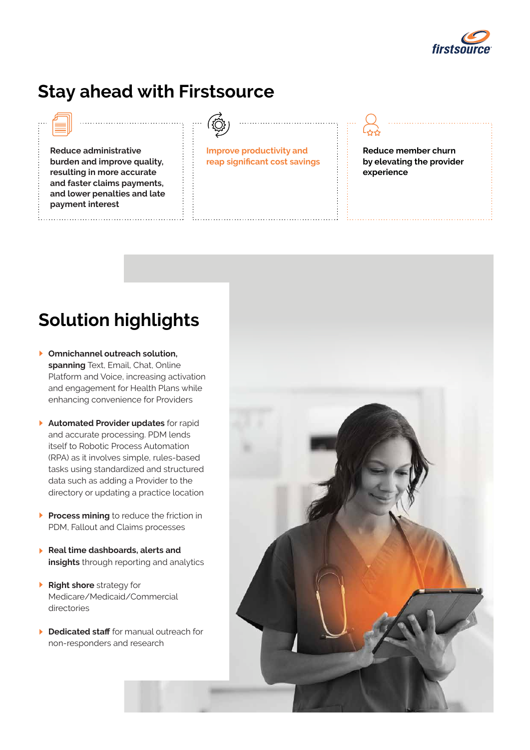# Stay ahead with Firstsource

**Reduce administrative burden and improve quality, resulting in more accurate and faster claims payments, and lower penalties and late payment interest**

**Improve productivity and reap significant cost savings**

**Reduce member churn by elevating the provider experience**

## Solution highlights

- **Omnichannel outreach solution, spanning** Text, Email, Chat, Online Platform and Voice, increasing activation and engagement for Health Plans while enhancing convenience for Providers
- **Automated Provider updates** for rapid and accurate processing. PDM lends itself to Robotic Process Automation (RPA) as it involves simple, rules-based tasks using standardized and structured data such as adding a Provider to the directory or updating a practice location
- **Process mining** to reduce the friction in PDM, Fallout and Claims processes
- **Real time dashboards, alerts and insights** through reporting and analytics
- **Right shore** strategy for Medicare/Medicaid/Commercial directories
- **Dedicated staff** for manual outreach for non-responders and research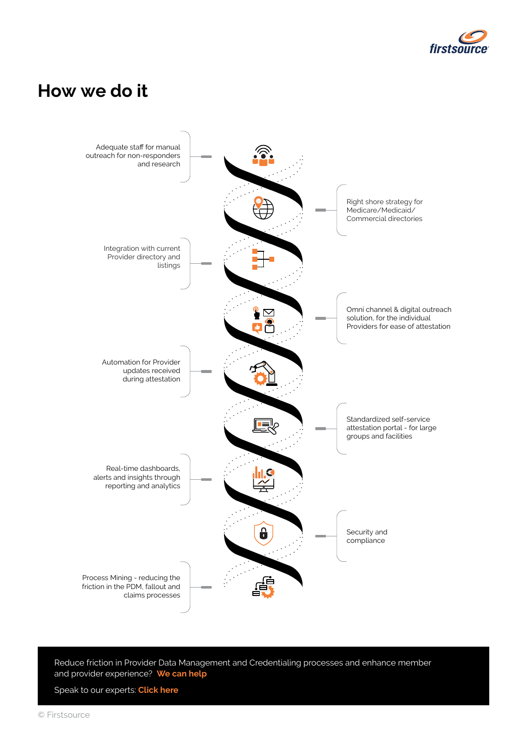# How we do it

- Adequate staff for manual outreach for non-responders and research
- Right shore strategy for Medicare/Medicaid/ Commercial directories
- Integration with current Provider directory and listings
- Omni channel & digital outreach solution, for the individual Providers for ease of attestation
- Automation for Provider updates received during attestation
- Standardized self-service attestation portal - for large groups and facilities
- Real-time dashboards, alerts and insights through reporting and analytics
- Security and compliance
- Process Mining - reducing the friction in the PDM, fallout and claims processes

Reduce friction in Provider Data Management and Credentialing processes and enhance member and provider experience? **We can help**

Speak to our experts: **Click here**

© Firstsource